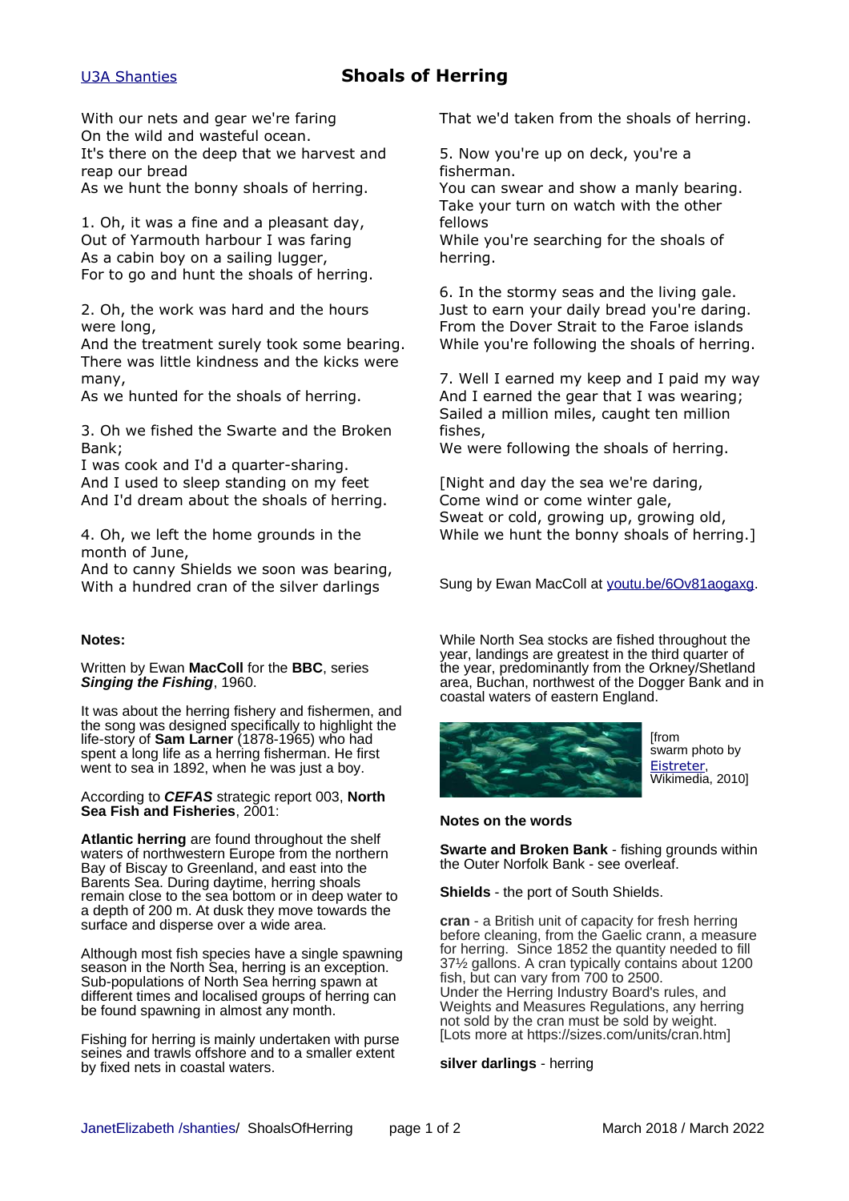U3A Shanties

# Shoals of Herring

With our nets and gear we're faring
On the wild and wasteful ocean.
It's there on the deep that we harvest and reap our bread
As we hunt the bonny shoals of herring.

1. Oh, it was a fine and a pleasant day,
Out of Yarmouth harbour I was faring
As a cabin boy on a sailing lugger,
For to go and hunt the shoals of herring.

2. Oh, the work was hard and the hours were long,
And the treatment surely took some bearing.
There was little kindness and the kicks were many,
As we hunted for the shoals of herring.

3. Oh we fished the Swarte and the Broken Bank;
I was cook and I'd a quarter-sharing.
And I used to sleep standing on my feet
And I'd dream about the shoals of herring.

4. Oh, we left the home grounds in the month of June,
And to canny Shields we soon was bearing,
With a hundred cran of the silver darlings
That we'd taken from the shoals of herring.

5. Now you're up on deck, you're a fisherman.
You can swear and show a manly bearing.
Take your turn on watch with the other fellows
While you're searching for the shoals of herring.

6. In the stormy seas and the living gale.
Just to earn your daily bread you're daring.
From the Dover Strait to the Faroe islands
While you're following the shoals of herring.

7. Well I earned my keep and I paid my way
And I earned the gear that I was wearing;
Sailed a million miles, caught ten million fishes,
We were following the shoals of herring.

[Night and day the sea we're daring,
Come wind or come winter gale,
Sweat or cold, growing up, growing old,
While we hunt the bonny shoals of herring.]

Sung by Ewan MacColl at youtu.be/6Ov81aogaxg.

**Notes:**

Written by Ewan **MacColl** for the **BBC**, series ***Singing the Fishing***, 1960.

It was about the herring fishery and fishermen, and the song was designed specifically to highlight the life-story of **Sam Larner** (1878-1965) who had spent a long life as a herring fisherman. He first went to sea in 1892, when he was just a boy.

According to ***CEFAS*** strategic report 003, **North Sea Fish and Fisheries**, 2001:

**Atlantic herring** are found throughout the shelf waters of northwestern Europe from the northern Bay of Biscay to Greenland, and east into the Barents Sea. During daytime, herring shoals remain close to the sea bottom or in deep water to a depth of 200 m. At dusk they move towards the surface and disperse over a wide area.

Although most fish species have a single spawning season in the North Sea, herring is an exception. Sub-populations of North Sea herring spawn at different times and localised groups of herring can be found spawning in almost any month.

Fishing for herring is mainly undertaken with purse seines and trawls offshore and to a smaller extent by fixed nets in coastal waters.

While North Sea stocks are fished throughout the year, landings are greatest in the third quarter of the year, predominantly from the Orkney/Shetland area, Buchan, northwest of the Dogger Bank and in coastal waters of eastern England.

[from swarm photo by Eistreter, Wikimedia, 2010]

**Notes on the words**

**Swarte and Broken Bank** - fishing grounds within the Outer Norfolk Bank - see overleaf.

**Shields** - the port of South Shields.

**cran** - a British unit of capacity for fresh herring before cleaning, from the Gaelic crann, a measure for herring. Since 1852 the quantity needed to fill 37½ gallons. A cran typically contains about 1200 fish, but can vary from 700 to 2500.
Under the Herring Industry Board's rules, and Weights and Measures Regulations, any herring not sold by the cran must be sold by weight.
[Lots more at https://sizes.com/units/cran.htm]

**silver darlings** - herring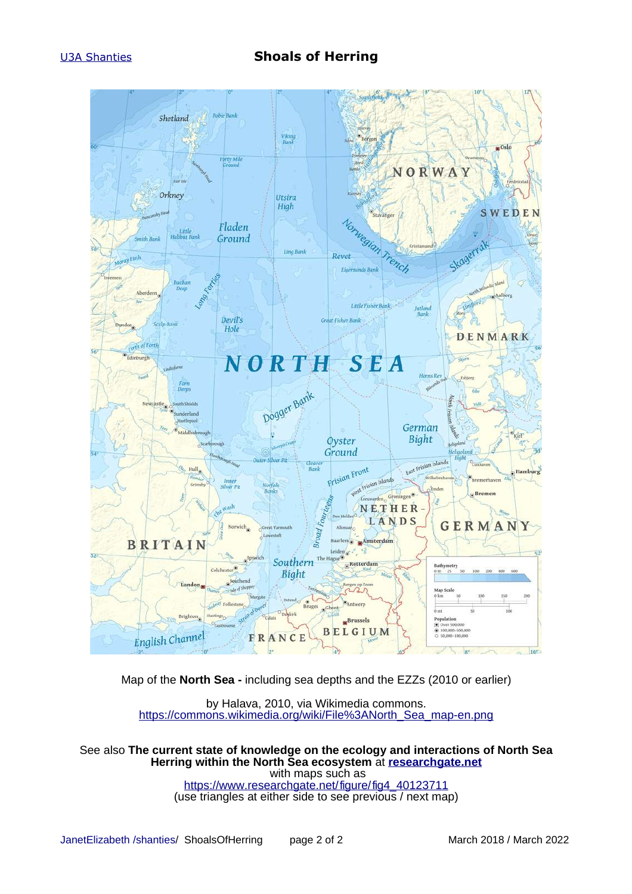[U3A Shanties](#)

# Shoals of Herring

Map of the **North Sea -** including sea depths and the EZZs (2010 or earlier)

by Halava, 2010, via Wikimedia commons.
[https://commons.wikimedia.org/wiki/File%3ANorth_Sea_map-en.png](https://commons.wikimedia.org/wiki/File%3ANorth_Sea_map-en.png)

See also **The current state of knowledge on the ecology and interactions of North Sea Herring within the North Sea ecosystem** at **[researchgate.net](#)**
with maps such as
[https://www.researchgate.net/figure/fig4_40123711](https://www.researchgate.net/figure/fig4_40123711)
(use triangles at either side to see previous / next map)